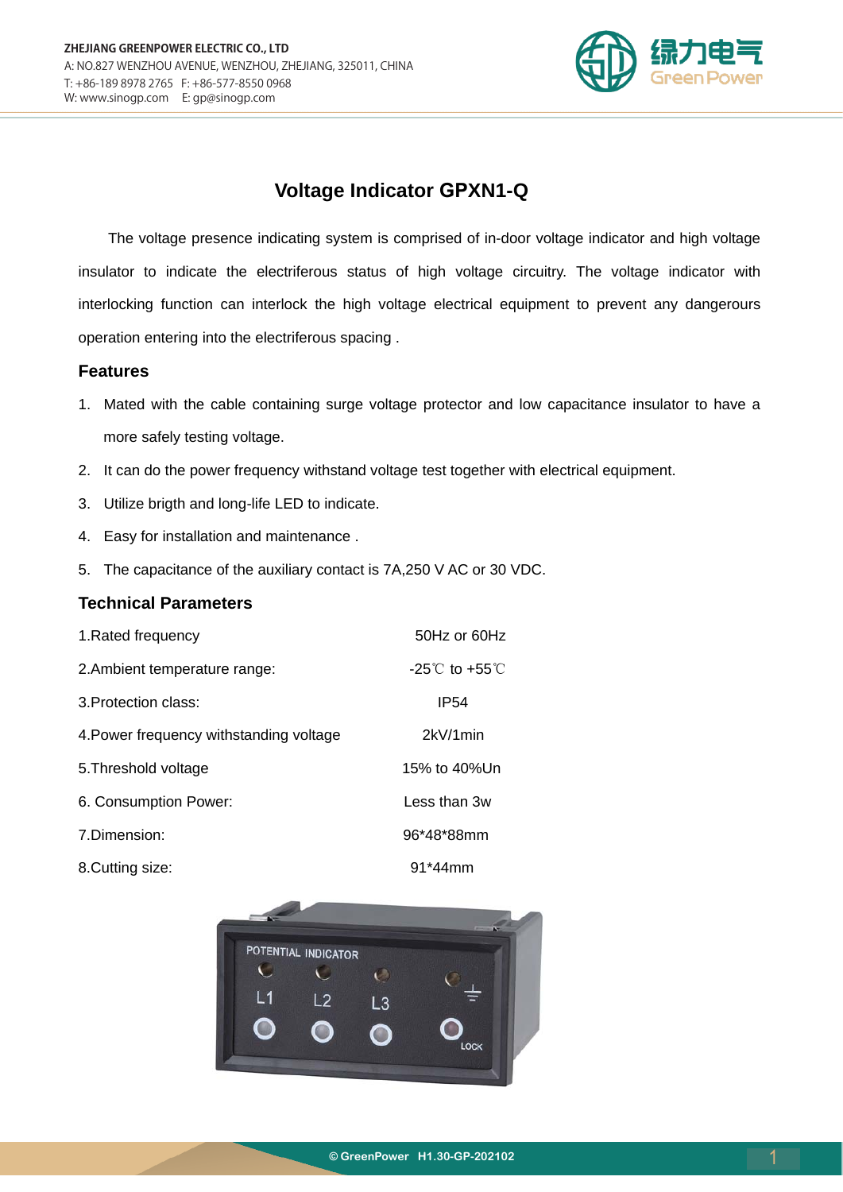## Voltage Indicator GPXN1-Q

The voltage presence indicating system is comprised of in-door voltage indicator and high voltage insulator to indicate the electriferous status of high voltage circuitry. The voltage indicator with interlocking function can interlock the high voltage electrical equipment to prevent any dangerours operation entering into the electriferous spacing .

### Features

1. Mated with the cable containing surge voltage protector and low capacitance insulator to have a more safely testing voltage.
2. It can do the power frequency withstand voltage test together with electrical equipment.
3. Utilize brigth and long-life LED to indicate.
4. Easy for installation and maintenance .
5. The capacitance of the auxiliary contact is 7A,250 V AC or 30 VDC.

### Technical Parameters

| | |
|---|---|
| 1.Rated frequency | 50Hz or 60Hz |
| 2.Ambient temperature range: | -25℃ to +55℃ |
| 3.Protection class: | IP54 |
| 4.Power frequency withstanding voltage | 2kV/1min |
| 5.Threshold voltage | 15% to 40%Un |
| 6. Consumption Power: | Less than 3w |
| 7.Dimension: | 96*48*88mm |
| 8.Cutting size: | 91*44mm |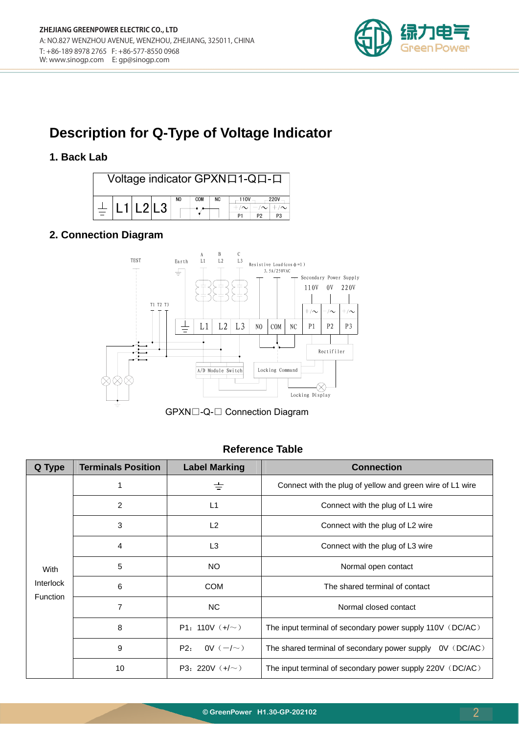# Description for Q-Type of Voltage Indicator

## 1. Back Lab

| Voltage indicator GPXN☐1-Q☐-☐ | | | | | | | | | |
|---|---|---|---|---|---|---|---|---|---|
| ⏚ | L1 | L2 | L3 | NO | COM | NC | 110V +/∼ P1 | −/∼ P2 | 220V +/∼ P3 |

## 2. Connection Diagram

GPXN☐-Q-☐ Connection Diagram

### Reference Table

| Q Type | Terminals Position | Label Marking | Connection |
|---|---|---|---|
| With Interlock Function | 1 | ⏚ | Connect with the plug of yellow and green wire of L1 wire |
| | 2 | L1 | Connect with the plug of L1 wire |
| | 3 | L2 | Connect with the plug of L2 wire |
| | 4 | L3 | Connect with the plug of L3 wire |
| | 5 | NO | Normal open contact |
| | 6 | COM | The shared terminal of contact |
| | 7 | NC | Normal closed contact |
| | 8 | P1：110V（+/∼） | The input terminal of secondary power supply 110V（DC/AC） |
| | 9 | P2： 0V（−/∼） | The shared terminal of secondary power supply 0V（DC/AC） |
| | 10 | P3：220V（+/∼） | The input terminal of secondary power supply 220V（DC/AC） |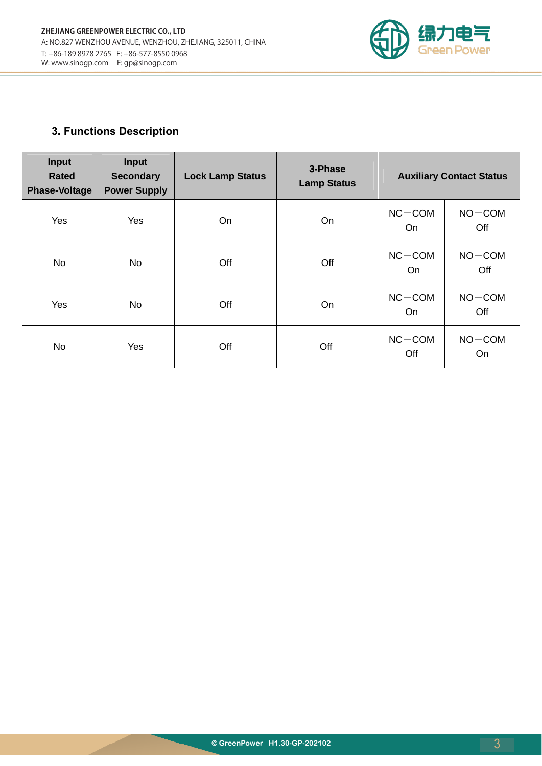## 3. Functions Description

| Input Rated Phase-Voltage | Input Secondary Power Supply | Lock Lamp Status | 3-Phase Lamp Status | Auxiliary Contact Status | |
|---|---|---|---|---|---|
| Yes | Yes | On | On | NC—COM On | NO—COM Off |
| No | No | Off | Off | NC—COM On | NO—COM Off |
| Yes | No | Off | On | NC—COM On | NO—COM Off |
| No | Yes | Off | Off | NC—COM Off | NO—COM On |